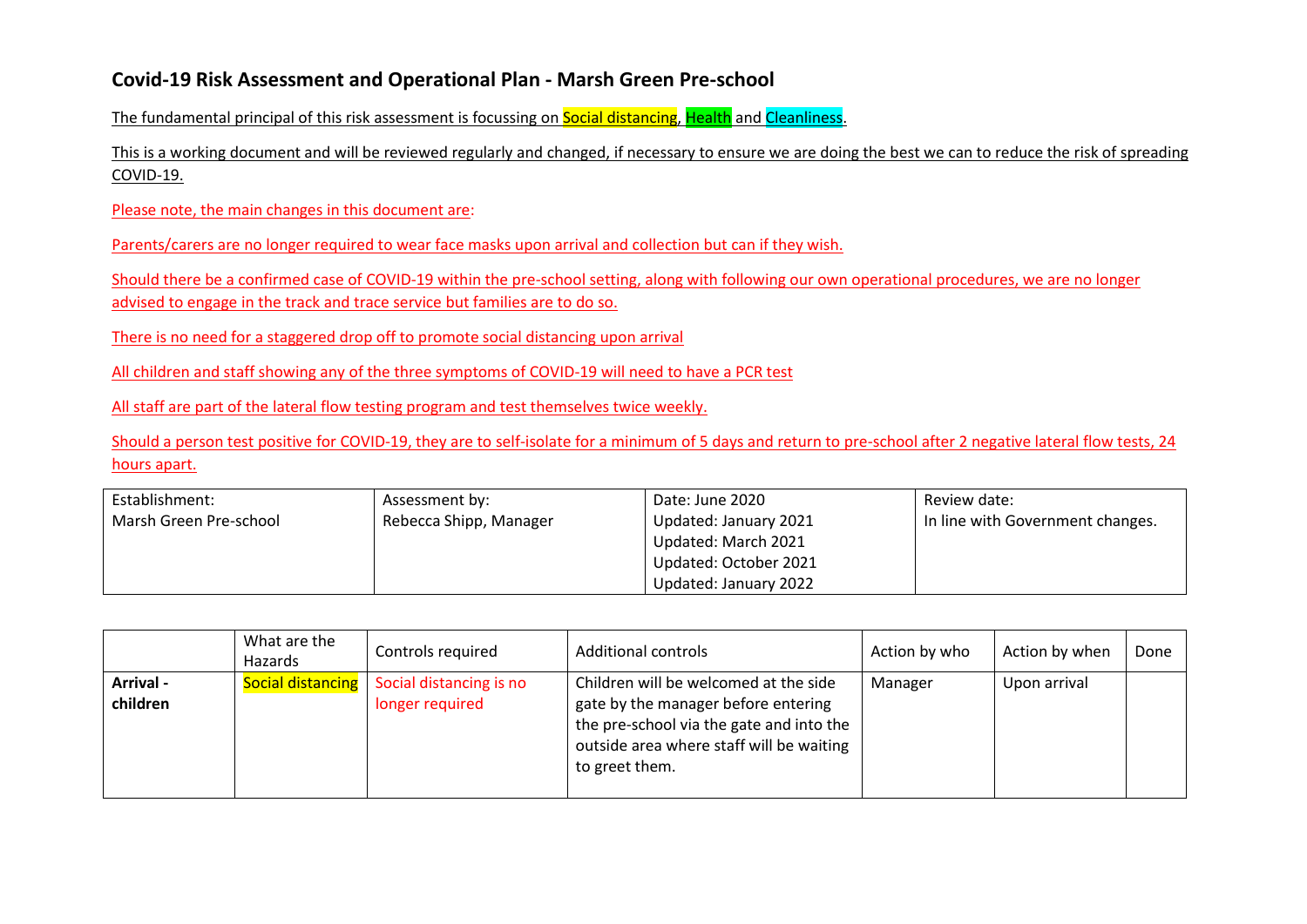# Covid-19 Risk Assessment and Operational Plan - Marsh Green Pre-school

The fundamental principal of this risk assessment is focussing on Social distancing, Health and Cleanliness.

This is a working document and will be reviewed regularly and changed, if necessary to ensure we are doing the best we can to reduce the risk of spreading COVID-19.

Please note, the main changes in this document are:

Parents/carers are no longer required to wear face masks upon arrival and collection but can if they wish.

Should there be a confirmed case of COVID-19 within the pre-school setting, along with following our own operational procedures, we are no longer advised to engage in the track and trace service but families are to do so.

There is no need for a staggered drop off to promote social distancing upon arrival

All children and staff showing any of the three symptoms of COVID-19 will need to have a PCR test

All staff are part of the lateral flow testing program and test themselves twice weekly.

Should a person test positive for COVID-19, they are to self-isolate for a minimum of 5 days and return to pre-school after 2 negative lateral flow tests, 24 hours apart.

| Establishment: | Assessment by: | Date: June 2020 | Review date: |
|---|---|---|---|
| Marsh Green Pre-school | Rebecca Shipp, Manager | Updated: January 2021<br>Updated: March 2021<br>Updated: October 2021<br>Updated: January 2022 | In line with Government changes. |

| | What are the Hazards | Controls required | Additional controls | Action by who | Action by when | Done |
|---|---|---|---|---|---|---|
| **Arrival - children** | Social distancing | Social distancing is no longer required | Children will be welcomed at the side gate by the manager before entering the pre-school via the gate and into the outside area where staff will be waiting to greet them. | Manager | Upon arrival | |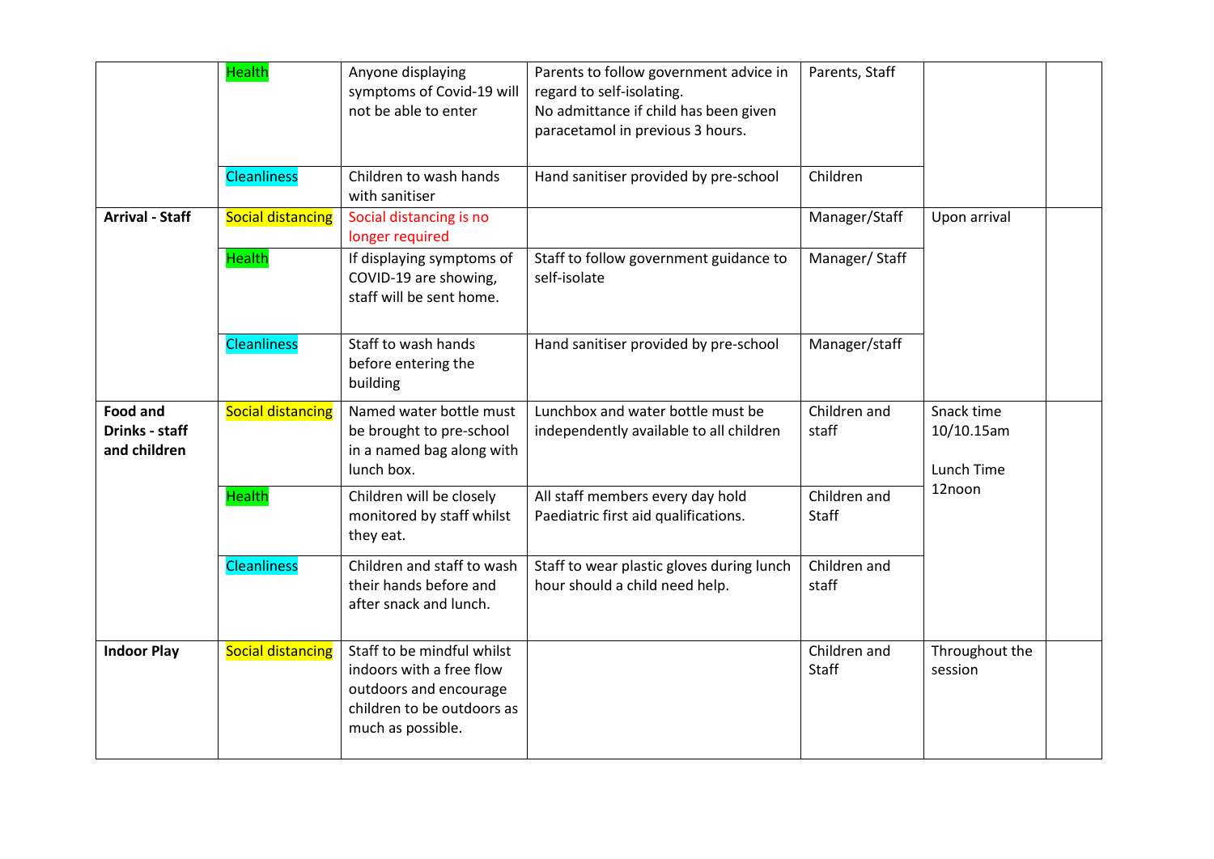| | | | | | | |
|---|---|---|---|---|---|---|
| | Health | Anyone displaying symptoms of Covid-19 will not be able to enter | Parents to follow government advice in regard to self-isolating.<br>No admittance if child has been given paracetamol in previous 3 hours. | Parents, Staff | | |
| | Cleanliness | Children to wash hands with sanitiser | Hand sanitiser provided by pre-school | Children | | |
| **Arrival - Staff** | Social distancing | Social distancing is no longer required | | Manager/Staff | Upon arrival | |
| | Health | If displaying symptoms of COVID-19 are showing, staff will be sent home. | Staff to follow government guidance to self-isolate | Manager/ Staff | | |
| | Cleanliness | Staff to wash hands before entering the building | Hand sanitiser provided by pre-school | Manager/staff | | |
| **Food and Drinks - staff and children** | Social distancing | Named water bottle must be brought to pre-school in a named bag along with lunch box. | Lunchbox and water bottle must be independently available to all children | Children and staff | Snack time 10/10.15am<br><br>Lunch Time 12noon | |
| | Health | Children will be closely monitored by staff whilst they eat. | All staff members every day hold Paediatric first aid qualifications. | Children and Staff | | |
| | Cleanliness | Children and staff to wash their hands before and after snack and lunch. | Staff to wear plastic gloves during lunch hour should a child need help. | Children and staff | | |
| **Indoor Play** | Social distancing | Staff to be mindful whilst indoors with a free flow outdoors and encourage children to be outdoors as much as possible. | | Children and Staff | Throughout the session | |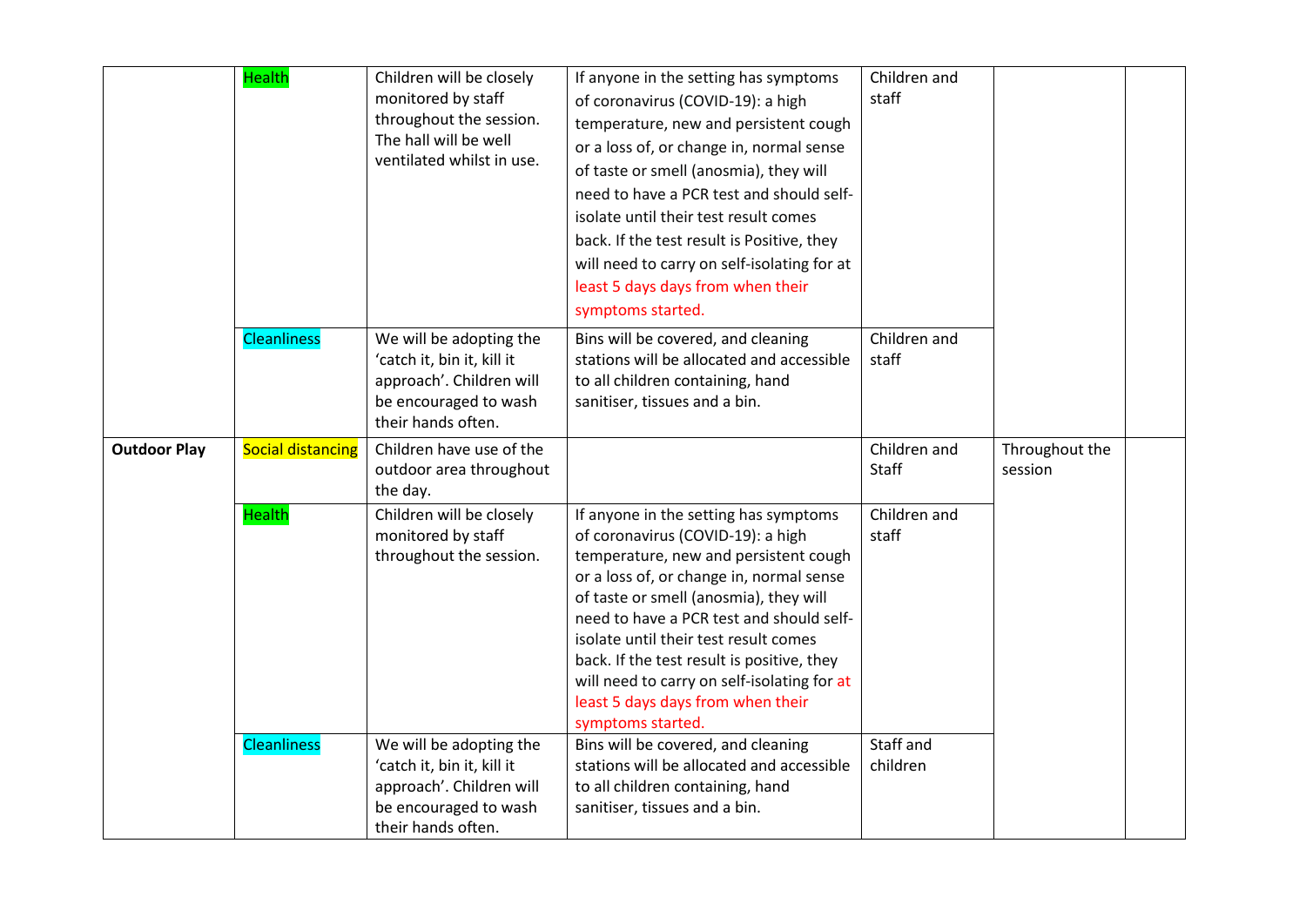|  |  |  |  |  |  |  |
|---|---|---|---|---|---|---|
|  | Health | Children will be closely monitored by staff throughout the session. The hall will be well ventilated whilst in use. | If anyone in the setting has symptoms of coronavirus (COVID-19): a high temperature, new and persistent cough or a loss of, or change in, normal sense of taste or smell (anosmia), they will need to have a PCR test and should self-isolate until their test result comes back. If the test result is Positive, they will need to carry on self-isolating for at least 5 days days from when their symptoms started. | Children and staff |  |  |
|  | Cleanliness | We will be adopting the 'catch it, bin it, kill it approach'. Children will be encouraged to wash their hands often. | Bins will be covered, and cleaning stations will be allocated and accessible to all children containing, hand sanitiser, tissues and a bin. | Children and staff |  |  |
| **Outdoor Play** | Social distancing | Children have use of the outdoor area throughout the day. |  | Children and Staff | Throughout the session |  |
|  | Health | Children will be closely monitored by staff throughout the session. | If anyone in the setting has symptoms of coronavirus (COVID-19): a high temperature, new and persistent cough or a loss of, or change in, normal sense of taste or smell (anosmia), they will need to have a PCR test and should self-isolate until their test result comes back. If the test result is positive, they will need to carry on self-isolating for at least 5 days days from when their symptoms started. | Children and staff |  |  |
|  | Cleanliness | We will be adopting the 'catch it, bin it, kill it approach'. Children will be encouraged to wash their hands often. | Bins will be covered, and cleaning stations will be allocated and accessible to all children containing, hand sanitiser, tissues and a bin. | Staff and children |  |  |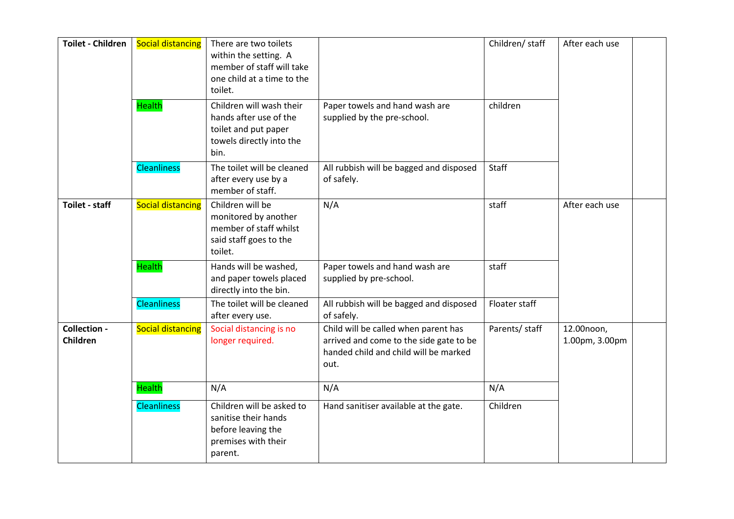| Toilet - Children | Social distancing | There are two toilets within the setting. A member of staff will take one child at a time to the toilet. | | Children/ staff | After each use | |
|---|---|---|---|---|---|---|
| | Health | Children will wash their hands after use of the toilet and put paper towels directly into the bin. | Paper towels and hand wash are supplied by the pre-school. | children | | |
| | Cleanliness | The toilet will be cleaned after every use by a member of staff. | All rubbish will be bagged and disposed of safely. | Staff | | |
| **Toilet - staff** | Social distancing | Children will be monitored by another member of staff whilst said staff goes to the toilet. | N/A | staff | After each use | |
| | Health | Hands will be washed, and paper towels placed directly into the bin. | Paper towels and hand wash are supplied by pre-school. | staff | | |
| | Cleanliness | The toilet will be cleaned after every use. | All rubbish will be bagged and disposed of safely. | Floater staff | | |
| **Collection - Children** | Social distancing | Social distancing is no longer required. | Child will be called when parent has arrived and come to the side gate to be handed child and child will be marked out. | Parents/ staff | 12.00noon, 1.00pm, 3.00pm | |
| | Health | N/A | N/A | N/A | | |
| | Cleanliness | Children will be asked to sanitise their hands before leaving the premises with their parent. | Hand sanitiser available at the gate. | Children | | |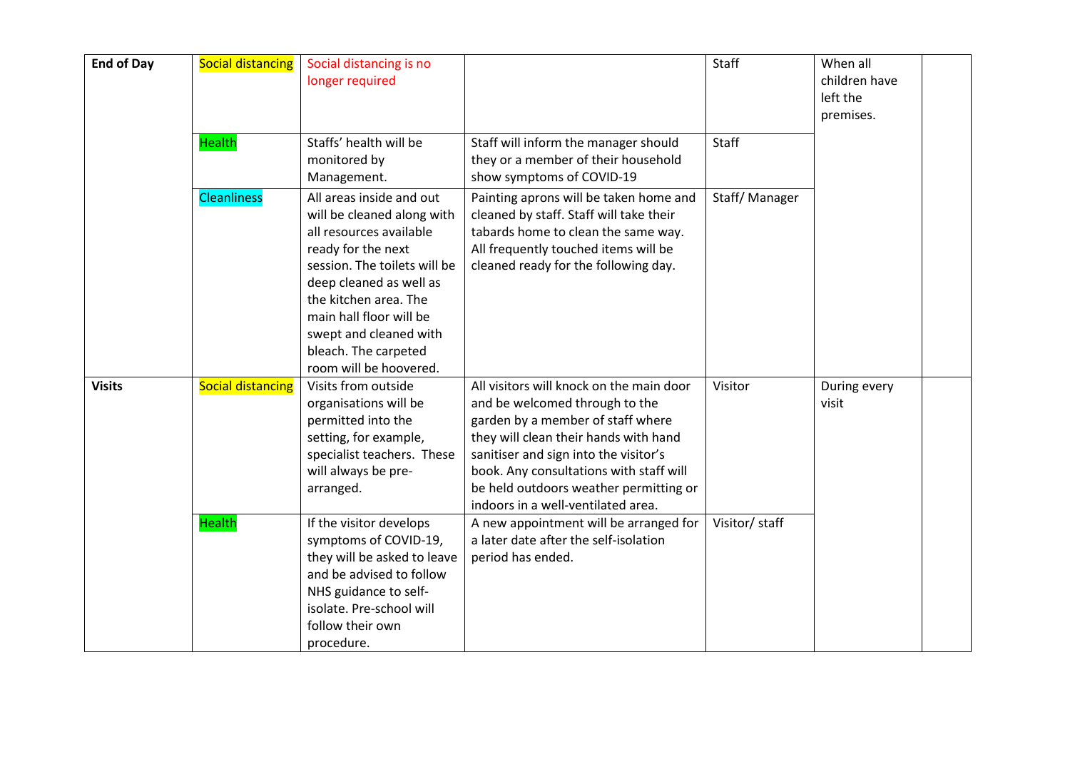| End of Day | Social distancing | Social distancing is no longer required | | Staff | When all children have left the premises. | |
|---|---|---|---|---|---|---|
| | Health | Staffs' health will be monitored by Management. | Staff will inform the manager should they or a member of their household show symptoms of COVID-19 | Staff | | |
| | Cleanliness | All areas inside and out will be cleaned along with all resources available ready for the next session. The toilets will be deep cleaned as well as the kitchen area. The main hall floor will be swept and cleaned with bleach. The carpeted room will be hoovered. | Painting aprons will be taken home and cleaned by staff. Staff will take their tabards home to clean the same way. All frequently touched items will be cleaned ready for the following day. | Staff/ Manager | | |
| **Visits** | Social distancing | Visits from outside organisations will be permitted into the setting, for example, specialist teachers. These will always be pre-arranged. | All visitors will knock on the main door and be welcomed through to the garden by a member of staff where they will clean their hands with hand sanitiser and sign into the visitor's book. Any consultations with staff will be held outdoors weather permitting or indoors in a well-ventilated area. | Visitor | During every visit | |
| | Health | If the visitor develops symptoms of COVID-19, they will be asked to leave and be advised to follow NHS guidance to self-isolate. Pre-school will follow their own procedure. | A new appointment will be arranged for a later date after the self-isolation period has ended. | Visitor/ staff | | |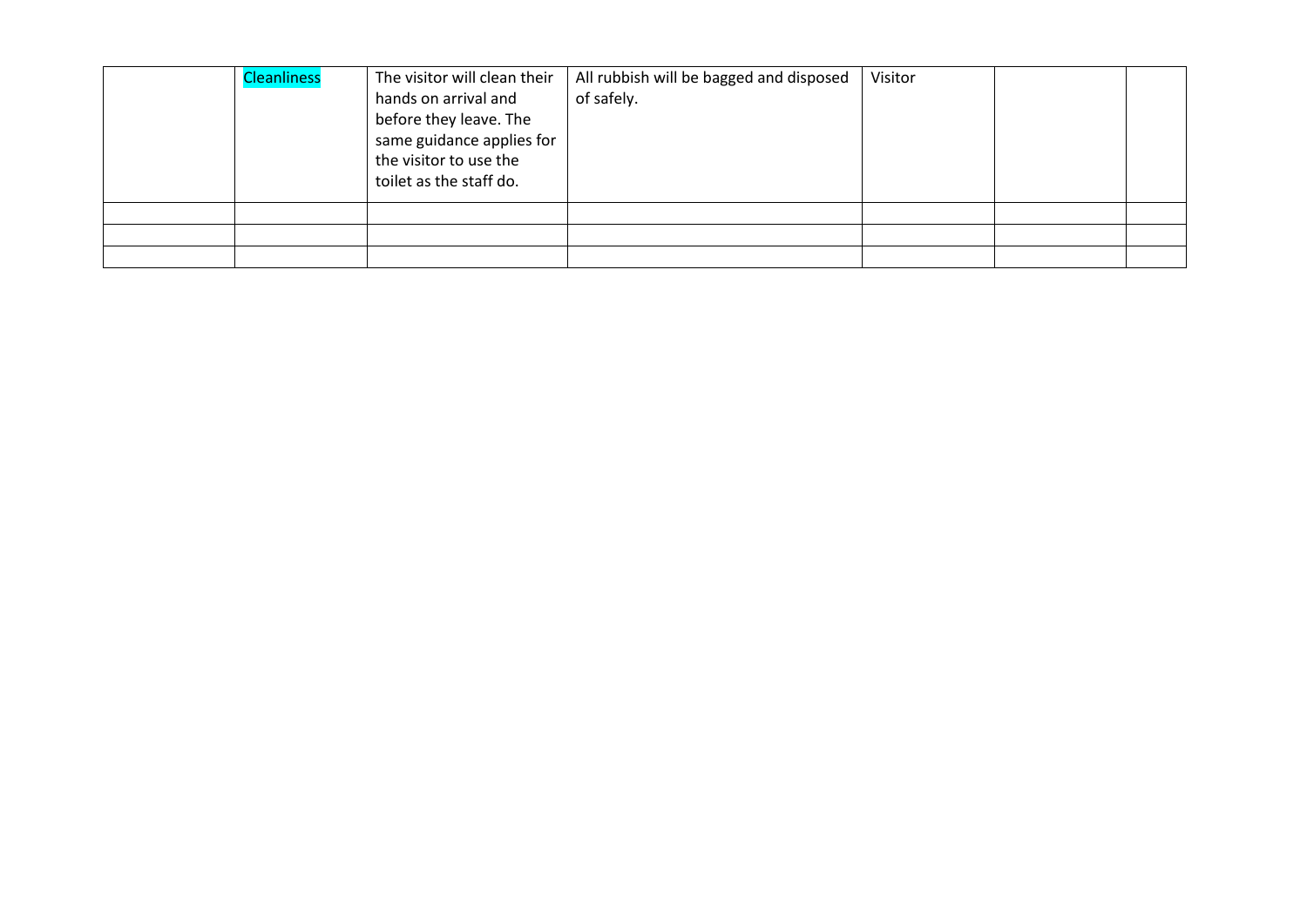| | | | | | | |
|---|---|---|---|---|---|---|
| | Cleanliness | The visitor will clean their hands on arrival and before they leave. The same guidance applies for the visitor to use the toilet as the staff do. | All rubbish will be bagged and disposed of safely. | Visitor | | |
| | | | | | | |
| | | | | | | |
| | | | | | | |